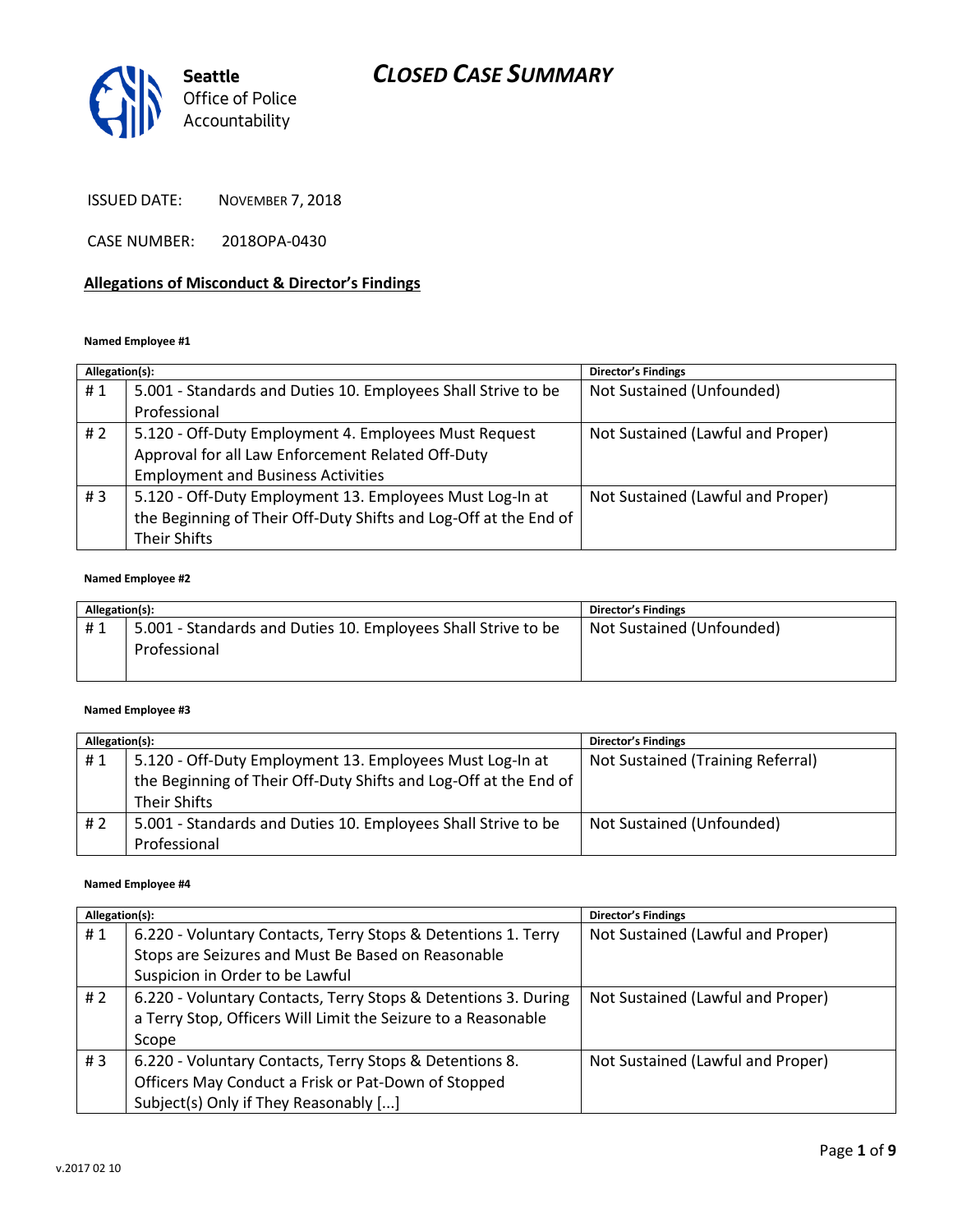Seattle Office of Police Accountability

# CLOSED CASE SUMMARY

ISSUED DATE: NOVEMBER 7, 2018

CASE NUMBER: 2018OPA-0430

## Allegations of Misconduct & Director's Findings

**Named Employee #1**

| Allegation(s): | | Director's Findings |
|---|---|---|
| # 1 | 5.001 - Standards and Duties 10. Employees Shall Strive to be Professional | Not Sustained (Unfounded) |
| # 2 | 5.120 - Off-Duty Employment 4. Employees Must Request Approval for all Law Enforcement Related Off-Duty Employment and Business Activities | Not Sustained (Lawful and Proper) |
| # 3 | 5.120 - Off-Duty Employment 13. Employees Must Log-In at the Beginning of Their Off-Duty Shifts and Log-Off at the End of Their Shifts | Not Sustained (Lawful and Proper) |

**Named Employee #2**

| Allegation(s): | | Director's Findings |
|---|---|---|
| # 1 | 5.001 - Standards and Duties 10. Employees Shall Strive to be Professional | Not Sustained (Unfounded) |

**Named Employee #3**

| Allegation(s): | | Director's Findings |
|---|---|---|
| # 1 | 5.120 - Off-Duty Employment 13. Employees Must Log-In at the Beginning of Their Off-Duty Shifts and Log-Off at the End of Their Shifts | Not Sustained (Training Referral) |
| # 2 | 5.001 - Standards and Duties 10. Employees Shall Strive to be Professional | Not Sustained (Unfounded) |

**Named Employee #4**

| Allegation(s): | | Director's Findings |
|---|---|---|
| # 1 | 6.220 - Voluntary Contacts, Terry Stops & Detentions 1. Terry Stops are Seizures and Must Be Based on Reasonable Suspicion in Order to be Lawful | Not Sustained (Lawful and Proper) |
| # 2 | 6.220 - Voluntary Contacts, Terry Stops & Detentions 3. During a Terry Stop, Officers Will Limit the Seizure to a Reasonable Scope | Not Sustained (Lawful and Proper) |
| # 3 | 6.220 - Voluntary Contacts, Terry Stops & Detentions 8. Officers May Conduct a Frisk or Pat-Down of Stopped Subject(s) Only if They Reasonably [...] | Not Sustained (Lawful and Proper) |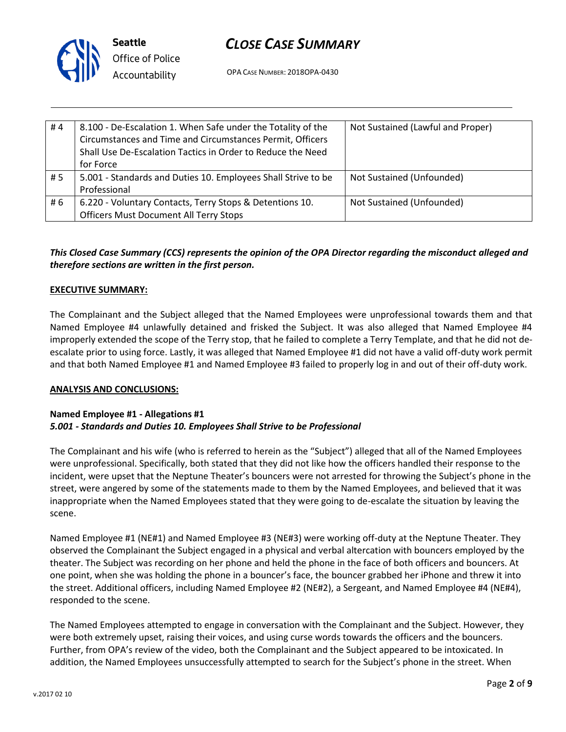| # 4 | 8.100 - De-Escalation 1. When Safe under the Totality of the Circumstances and Time and Circumstances Permit, Officers Shall Use De-Escalation Tactics in Order to Reduce the Need for Force | Not Sustained (Lawful and Proper) |
|---|---|---|
| # 5 | 5.001 - Standards and Duties 10. Employees Shall Strive to be Professional | Not Sustained (Unfounded) |
| # 6 | 6.220 - Voluntary Contacts, Terry Stops & Detentions 10. Officers Must Document All Terry Stops | Not Sustained (Unfounded) |

***This Closed Case Summary (CCS) represents the opinion of the OPA Director regarding the misconduct alleged and therefore sections are written in the first person.***

**EXECUTIVE SUMMARY:**

The Complainant and the Subject alleged that the Named Employees were unprofessional towards them and that Named Employee #4 unlawfully detained and frisked the Subject. It was also alleged that Named Employee #4 improperly extended the scope of the Terry stop, that he failed to complete a Terry Template, and that he did not de-escalate prior to using force. Lastly, it was alleged that Named Employee #1 did not have a valid off-duty work permit and that both Named Employee #1 and Named Employee #3 failed to properly log in and out of their off-duty work.

**ANALYSIS AND CONCLUSIONS:**

**Named Employee #1 - Allegations #1**
***5.001 - Standards and Duties 10. Employees Shall Strive to be Professional***

The Complainant and his wife (who is referred to herein as the "Subject") alleged that all of the Named Employees were unprofessional. Specifically, both stated that they did not like how the officers handled their response to the incident, were upset that the Neptune Theater's bouncers were not arrested for throwing the Subject's phone in the street, were angered by some of the statements made to them by the Named Employees, and believed that it was inappropriate when the Named Employees stated that they were going to de-escalate the situation by leaving the scene.

Named Employee #1 (NE#1) and Named Employee #3 (NE#3) were working off-duty at the Neptune Theater. They observed the Complainant the Subject engaged in a physical and verbal altercation with bouncers employed by the theater. The Subject was recording on her phone and held the phone in the face of both officers and bouncers. At one point, when she was holding the phone in a bouncer's face, the bouncer grabbed her iPhone and threw it into the street. Additional officers, including Named Employee #2 (NE#2), a Sergeant, and Named Employee #4 (NE#4), responded to the scene.

The Named Employees attempted to engage in conversation with the Complainant and the Subject. However, they were both extremely upset, raising their voices, and using curse words towards the officers and the bouncers. Further, from OPA's review of the video, both the Complainant and the Subject appeared to be intoxicated. In addition, the Named Employees unsuccessfully attempted to search for the Subject's phone in the street. When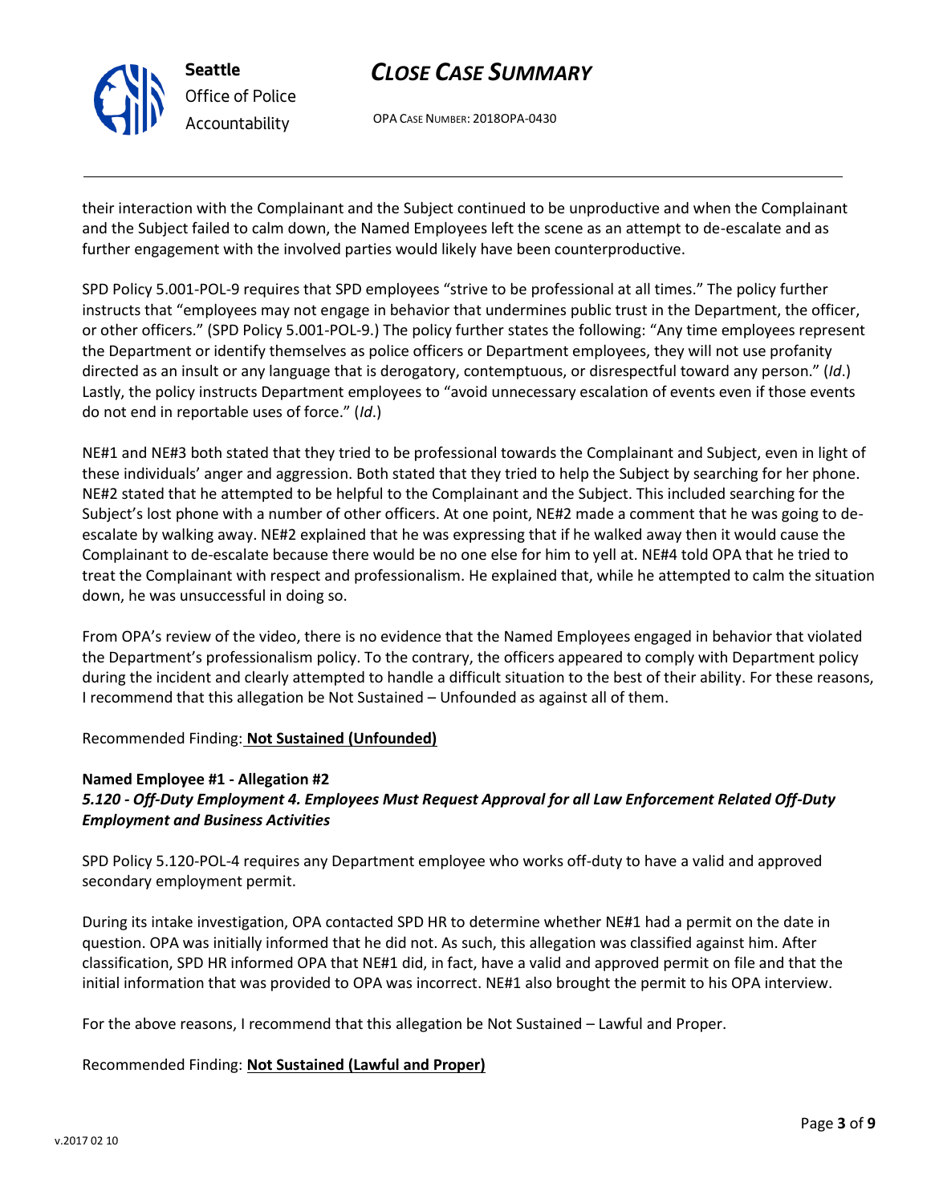their interaction with the Complainant and the Subject continued to be unproductive and when the Complainant and the Subject failed to calm down, the Named Employees left the scene as an attempt to de-escalate and as further engagement with the involved parties would likely have been counterproductive.

SPD Policy 5.001-POL-9 requires that SPD employees "strive to be professional at all times." The policy further instructs that "employees may not engage in behavior that undermines public trust in the Department, the officer, or other officers." (SPD Policy 5.001-POL-9.) The policy further states the following: "Any time employees represent the Department or identify themselves as police officers or Department employees, they will not use profanity directed as an insult or any language that is derogatory, contemptuous, or disrespectful toward any person." (*Id*.) Lastly, the policy instructs Department employees to "avoid unnecessary escalation of events even if those events do not end in reportable uses of force." (*Id*.)

NE#1 and NE#3 both stated that they tried to be professional towards the Complainant and Subject, even in light of these individuals' anger and aggression. Both stated that they tried to help the Subject by searching for her phone. NE#2 stated that he attempted to be helpful to the Complainant and the Subject. This included searching for the Subject's lost phone with a number of other officers. At one point, NE#2 made a comment that he was going to de-escalate by walking away. NE#2 explained that he was expressing that if he walked away then it would cause the Complainant to de-escalate because there would be no one else for him to yell at. NE#4 told OPA that he tried to treat the Complainant with respect and professionalism. He explained that, while he attempted to calm the situation down, he was unsuccessful in doing so.

From OPA's review of the video, there is no evidence that the Named Employees engaged in behavior that violated the Department's professionalism policy. To the contrary, the officers appeared to comply with Department policy during the incident and clearly attempted to handle a difficult situation to the best of their ability. For these reasons, I recommend that this allegation be Not Sustained – Unfounded as against all of them.

Recommended Finding: **Not Sustained (Unfounded)**

**Named Employee #1 - Allegation #2**
***5.120 - Off-Duty Employment 4. Employees Must Request Approval for all Law Enforcement Related Off-Duty Employment and Business Activities***

SPD Policy 5.120-POL-4 requires any Department employee who works off-duty to have a valid and approved secondary employment permit.

During its intake investigation, OPA contacted SPD HR to determine whether NE#1 had a permit on the date in question. OPA was initially informed that he did not. As such, this allegation was classified against him. After classification, SPD HR informed OPA that NE#1 did, in fact, have a valid and approved permit on file and that the initial information that was provided to OPA was incorrect. NE#1 also brought the permit to his OPA interview.

For the above reasons, I recommend that this allegation be Not Sustained – Lawful and Proper.

Recommended Finding: **Not Sustained (Lawful and Proper)**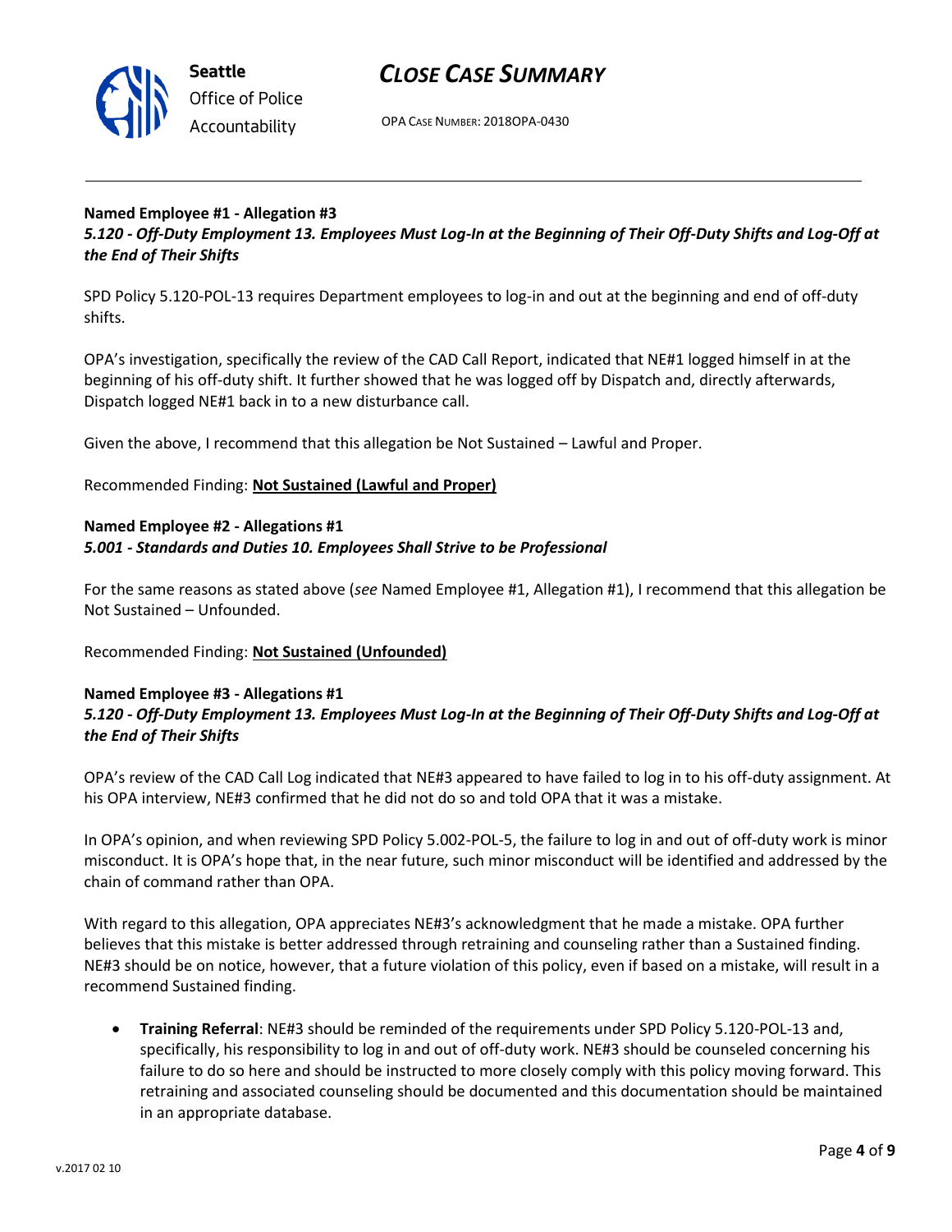**Named Employee #1 - Allegation #3**
***5.120 - Off-Duty Employment 13. Employees Must Log-In at the Beginning of Their Off-Duty Shifts and Log-Off at the End of Their Shifts***

SPD Policy 5.120-POL-13 requires Department employees to log-in and out at the beginning and end of off-duty shifts.

OPA's investigation, specifically the review of the CAD Call Report, indicated that NE#1 logged himself in at the beginning of his off-duty shift. It further showed that he was logged off by Dispatch and, directly afterwards, Dispatch logged NE#1 back in to a new disturbance call.

Given the above, I recommend that this allegation be Not Sustained – Lawful and Proper.

Recommended Finding: **Not Sustained (Lawful and Proper)**

**Named Employee #2 - Allegations #1**
***5.001 - Standards and Duties 10. Employees Shall Strive to be Professional***

For the same reasons as stated above (*see* Named Employee #1, Allegation #1), I recommend that this allegation be Not Sustained – Unfounded.

Recommended Finding: **Not Sustained (Unfounded)**

**Named Employee #3 - Allegations #1**
***5.120 - Off-Duty Employment 13. Employees Must Log-In at the Beginning of Their Off-Duty Shifts and Log-Off at the End of Their Shifts***

OPA's review of the CAD Call Log indicated that NE#3 appeared to have failed to log in to his off-duty assignment. At his OPA interview, NE#3 confirmed that he did not do so and told OPA that it was a mistake.

In OPA's opinion, and when reviewing SPD Policy 5.002-POL-5, the failure to log in and out of off-duty work is minor misconduct. It is OPA's hope that, in the near future, such minor misconduct will be identified and addressed by the chain of command rather than OPA.

With regard to this allegation, OPA appreciates NE#3's acknowledgment that he made a mistake. OPA further believes that this mistake is better addressed through retraining and counseling rather than a Sustained finding. NE#3 should be on notice, however, that a future violation of this policy, even if based on a mistake, will result in a recommend Sustained finding.

- **Training Referral**: NE#3 should be reminded of the requirements under SPD Policy 5.120-POL-13 and, specifically, his responsibility to log in and out of off-duty work. NE#3 should be counseled concerning his failure to do so here and should be instructed to more closely comply with this policy moving forward. This retraining and associated counseling should be documented and this documentation should be maintained in an appropriate database.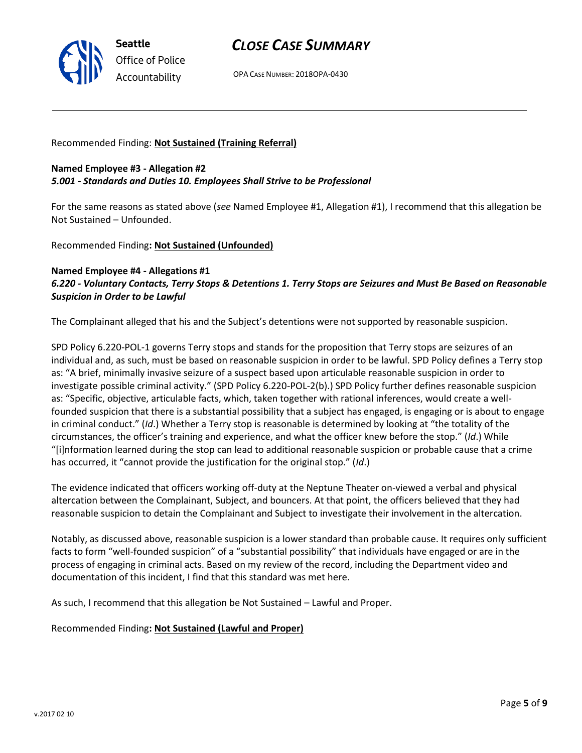Recommended Finding: **Not Sustained (Training Referral)**

**Named Employee #3 - Allegation #2**
***5.001 - Standards and Duties 10. Employees Shall Strive to be Professional***

For the same reasons as stated above (*see* Named Employee #1, Allegation #1), I recommend that this allegation be Not Sustained – Unfounded.

Recommended Finding**: Not Sustained (Unfounded)**

**Named Employee #4 - Allegations #1**
***6.220 - Voluntary Contacts, Terry Stops & Detentions 1. Terry Stops are Seizures and Must Be Based on Reasonable Suspicion in Order to be Lawful***

The Complainant alleged that his and the Subject's detentions were not supported by reasonable suspicion.

SPD Policy 6.220-POL-1 governs Terry stops and stands for the proposition that Terry stops are seizures of an individual and, as such, must be based on reasonable suspicion in order to be lawful. SPD Policy defines a Terry stop as: "A brief, minimally invasive seizure of a suspect based upon articulable reasonable suspicion in order to investigate possible criminal activity." (SPD Policy 6.220-POL-2(b).) SPD Policy further defines reasonable suspicion as: "Specific, objective, articulable facts, which, taken together with rational inferences, would create a well-founded suspicion that there is a substantial possibility that a subject has engaged, is engaging or is about to engage in criminal conduct." (*Id*.) Whether a Terry stop is reasonable is determined by looking at "the totality of the circumstances, the officer's training and experience, and what the officer knew before the stop." (*Id*.) While "[i]nformation learned during the stop can lead to additional reasonable suspicion or probable cause that a crime has occurred, it "cannot provide the justification for the original stop." (*Id*.)

The evidence indicated that officers working off-duty at the Neptune Theater on-viewed a verbal and physical altercation between the Complainant, Subject, and bouncers. At that point, the officers believed that they had reasonable suspicion to detain the Complainant and Subject to investigate their involvement in the altercation.

Notably, as discussed above, reasonable suspicion is a lower standard than probable cause. It requires only sufficient facts to form "well-founded suspicion" of a "substantial possibility" that individuals have engaged or are in the process of engaging in criminal acts. Based on my review of the record, including the Department video and documentation of this incident, I find that this standard was met here.

As such, I recommend that this allegation be Not Sustained – Lawful and Proper.

Recommended Finding**: Not Sustained (Lawful and Proper)**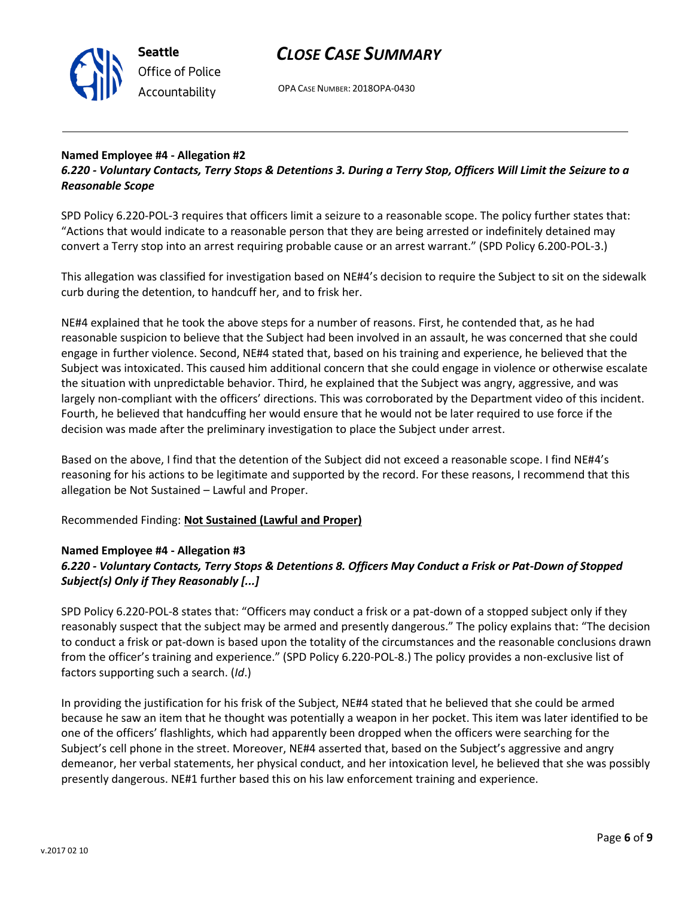**Named Employee #4 - Allegation #2**
***6.220 - Voluntary Contacts, Terry Stops & Detentions 3. During a Terry Stop, Officers Will Limit the Seizure to a Reasonable Scope***

SPD Policy 6.220-POL-3 requires that officers limit a seizure to a reasonable scope. The policy further states that: "Actions that would indicate to a reasonable person that they are being arrested or indefinitely detained may convert a Terry stop into an arrest requiring probable cause or an arrest warrant." (SPD Policy 6.200-POL-3.)

This allegation was classified for investigation based on NE#4's decision to require the Subject to sit on the sidewalk curb during the detention, to handcuff her, and to frisk her.

NE#4 explained that he took the above steps for a number of reasons. First, he contended that, as he had reasonable suspicion to believe that the Subject had been involved in an assault, he was concerned that she could engage in further violence. Second, NE#4 stated that, based on his training and experience, he believed that the Subject was intoxicated. This caused him additional concern that she could engage in violence or otherwise escalate the situation with unpredictable behavior. Third, he explained that the Subject was angry, aggressive, and was largely non-compliant with the officers' directions. This was corroborated by the Department video of this incident. Fourth, he believed that handcuffing her would ensure that he would not be later required to use force if the decision was made after the preliminary investigation to place the Subject under arrest.

Based on the above, I find that the detention of the Subject did not exceed a reasonable scope. I find NE#4's reasoning for his actions to be legitimate and supported by the record. For these reasons, I recommend that this allegation be Not Sustained – Lawful and Proper.

Recommended Finding: **Not Sustained (Lawful and Proper)**

**Named Employee #4 - Allegation #3**
***6.220 - Voluntary Contacts, Terry Stops & Detentions 8. Officers May Conduct a Frisk or Pat-Down of Stopped Subject(s) Only if They Reasonably [...]***

SPD Policy 6.220-POL-8 states that: "Officers may conduct a frisk or a pat-down of a stopped subject only if they reasonably suspect that the subject may be armed and presently dangerous." The policy explains that: "The decision to conduct a frisk or pat-down is based upon the totality of the circumstances and the reasonable conclusions drawn from the officer's training and experience." (SPD Policy 6.220-POL-8.) The policy provides a non-exclusive list of factors supporting such a search. (*Id*.)

In providing the justification for his frisk of the Subject, NE#4 stated that he believed that she could be armed because he saw an item that he thought was potentially a weapon in her pocket. This item was later identified to be one of the officers' flashlights, which had apparently been dropped when the officers were searching for the Subject's cell phone in the street. Moreover, NE#4 asserted that, based on the Subject's aggressive and angry demeanor, her verbal statements, her physical conduct, and her intoxication level, he believed that she was possibly presently dangerous. NE#1 further based this on his law enforcement training and experience.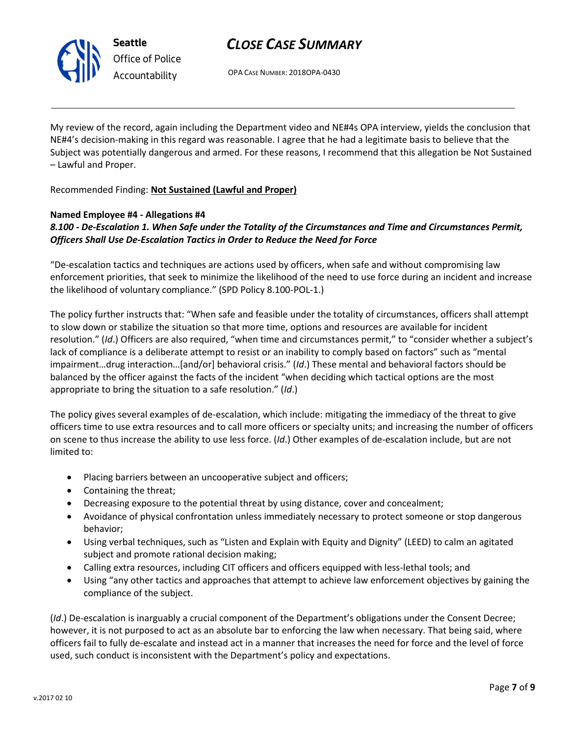My review of the record, again including the Department video and NE#4s OPA interview, yields the conclusion that NE#4's decision-making in this regard was reasonable. I agree that he had a legitimate basis to believe that the Subject was potentially dangerous and armed. For these reasons, I recommend that this allegation be Not Sustained – Lawful and Proper.

Recommended Finding: **Not Sustained (Lawful and Proper)**

**Named Employee #4 - Allegations #4**
***8.100 - De-Escalation 1. When Safe under the Totality of the Circumstances and Time and Circumstances Permit, Officers Shall Use De-Escalation Tactics in Order to Reduce the Need for Force***

"De-escalation tactics and techniques are actions used by officers, when safe and without compromising law enforcement priorities, that seek to minimize the likelihood of the need to use force during an incident and increase the likelihood of voluntary compliance." (SPD Policy 8.100-POL-1.)

The policy further instructs that: "When safe and feasible under the totality of circumstances, officers shall attempt to slow down or stabilize the situation so that more time, options and resources are available for incident resolution." (*Id*.) Officers are also required, "when time and circumstances permit," to "consider whether a subject's lack of compliance is a deliberate attempt to resist or an inability to comply based on factors" such as "mental impairment…drug interaction…[and/or] behavioral crisis." (*Id*.) These mental and behavioral factors should be balanced by the officer against the facts of the incident "when deciding which tactical options are the most appropriate to bring the situation to a safe resolution." (*Id*.)

The policy gives several examples of de-escalation, which include: mitigating the immediacy of the threat to give officers time to use extra resources and to call more officers or specialty units; and increasing the number of officers on scene to thus increase the ability to use less force. (*Id*.) Other examples of de-escalation include, but are not limited to:

- Placing barriers between an uncooperative subject and officers;
- Containing the threat;
- Decreasing exposure to the potential threat by using distance, cover and concealment;
- Avoidance of physical confrontation unless immediately necessary to protect someone or stop dangerous behavior;
- Using verbal techniques, such as "Listen and Explain with Equity and Dignity" (LEED) to calm an agitated subject and promote rational decision making;
- Calling extra resources, including CIT officers and officers equipped with less-lethal tools; and
- Using "any other tactics and approaches that attempt to achieve law enforcement objectives by gaining the compliance of the subject.

(*Id*.) De-escalation is inarguably a crucial component of the Department's obligations under the Consent Decree; however, it is not purposed to act as an absolute bar to enforcing the law when necessary. That being said, where officers fail to fully de-escalate and instead act in a manner that increases the need for force and the level of force used, such conduct is inconsistent with the Department's policy and expectations.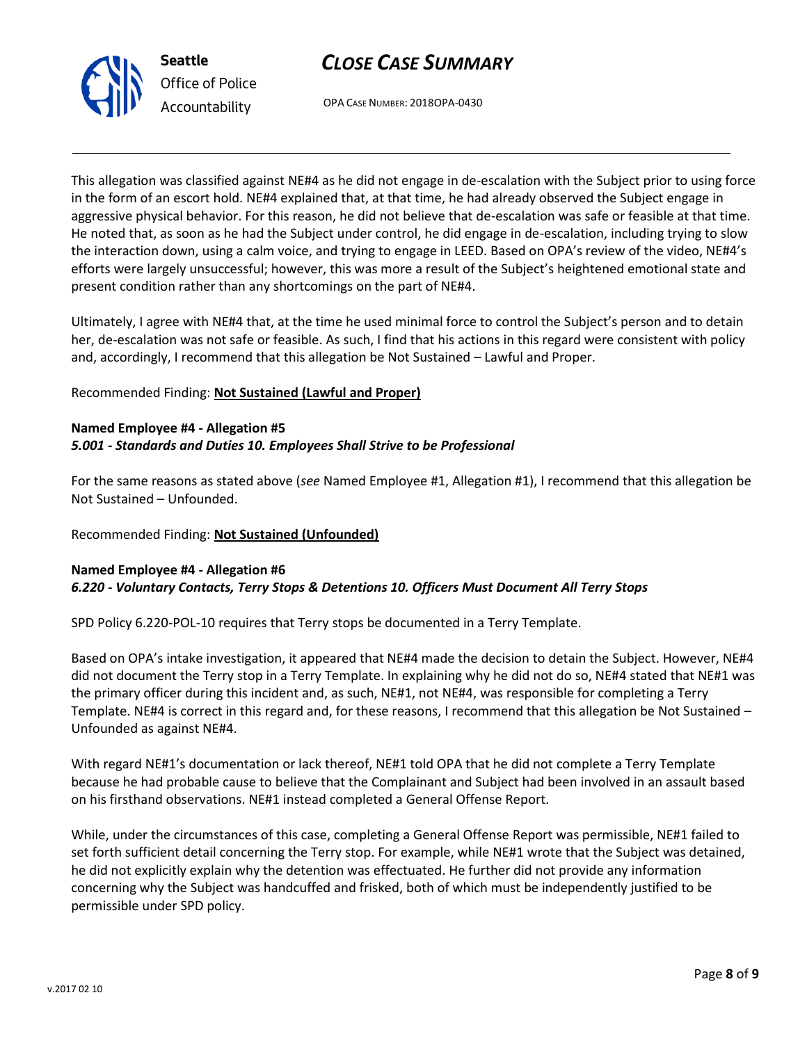This allegation was classified against NE#4 as he did not engage in de-escalation with the Subject prior to using force in the form of an escort hold. NE#4 explained that, at that time, he had already observed the Subject engage in aggressive physical behavior. For this reason, he did not believe that de-escalation was safe or feasible at that time. He noted that, as soon as he had the Subject under control, he did engage in de-escalation, including trying to slow the interaction down, using a calm voice, and trying to engage in LEED. Based on OPA's review of the video, NE#4's efforts were largely unsuccessful; however, this was more a result of the Subject's heightened emotional state and present condition rather than any shortcomings on the part of NE#4.

Ultimately, I agree with NE#4 that, at the time he used minimal force to control the Subject's person and to detain her, de-escalation was not safe or feasible. As such, I find that his actions in this regard were consistent with policy and, accordingly, I recommend that this allegation be Not Sustained – Lawful and Proper.

Recommended Finding: **Not Sustained (Lawful and Proper)**

**Named Employee #4 - Allegation #5**
***5.001 - Standards and Duties 10. Employees Shall Strive to be Professional***

For the same reasons as stated above (*see* Named Employee #1, Allegation #1), I recommend that this allegation be Not Sustained – Unfounded.

Recommended Finding: **Not Sustained (Unfounded)**

**Named Employee #4 - Allegation #6**
***6.220 - Voluntary Contacts, Terry Stops & Detentions 10. Officers Must Document All Terry Stops***

SPD Policy 6.220-POL-10 requires that Terry stops be documented in a Terry Template.

Based on OPA's intake investigation, it appeared that NE#4 made the decision to detain the Subject. However, NE#4 did not document the Terry stop in a Terry Template. In explaining why he did not do so, NE#4 stated that NE#1 was the primary officer during this incident and, as such, NE#1, not NE#4, was responsible for completing a Terry Template. NE#4 is correct in this regard and, for these reasons, I recommend that this allegation be Not Sustained – Unfounded as against NE#4.

With regard NE#1's documentation or lack thereof, NE#1 told OPA that he did not complete a Terry Template because he had probable cause to believe that the Complainant and Subject had been involved in an assault based on his firsthand observations. NE#1 instead completed a General Offense Report.

While, under the circumstances of this case, completing a General Offense Report was permissible, NE#1 failed to set forth sufficient detail concerning the Terry stop. For example, while NE#1 wrote that the Subject was detained, he did not explicitly explain why the detention was effectuated. He further did not provide any information concerning why the Subject was handcuffed and frisked, both of which must be independently justified to be permissible under SPD policy.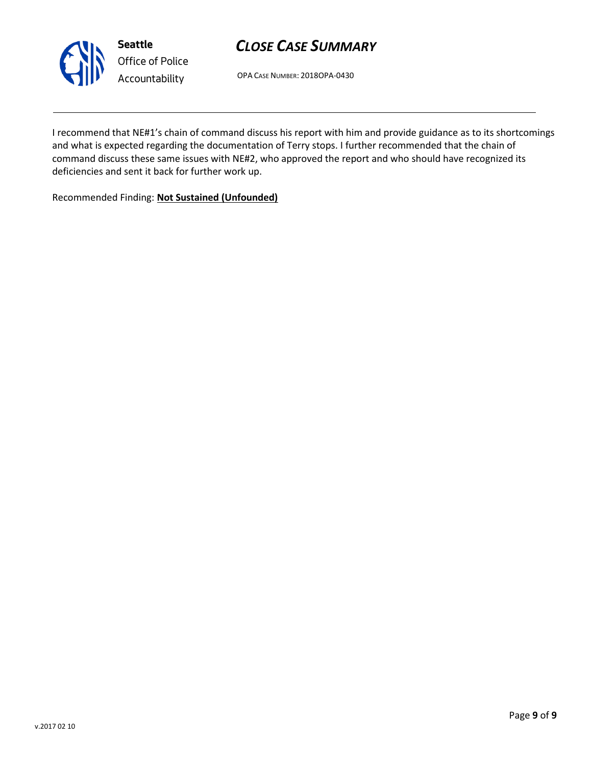I recommend that NE#1's chain of command discuss his report with him and provide guidance as to its shortcomings and what is expected regarding the documentation of Terry stops. I further recommended that the chain of command discuss these same issues with NE#2, who approved the report and who should have recognized its deficiencies and sent it back for further work up.

Recommended Finding: **Not Sustained (Unfounded)**